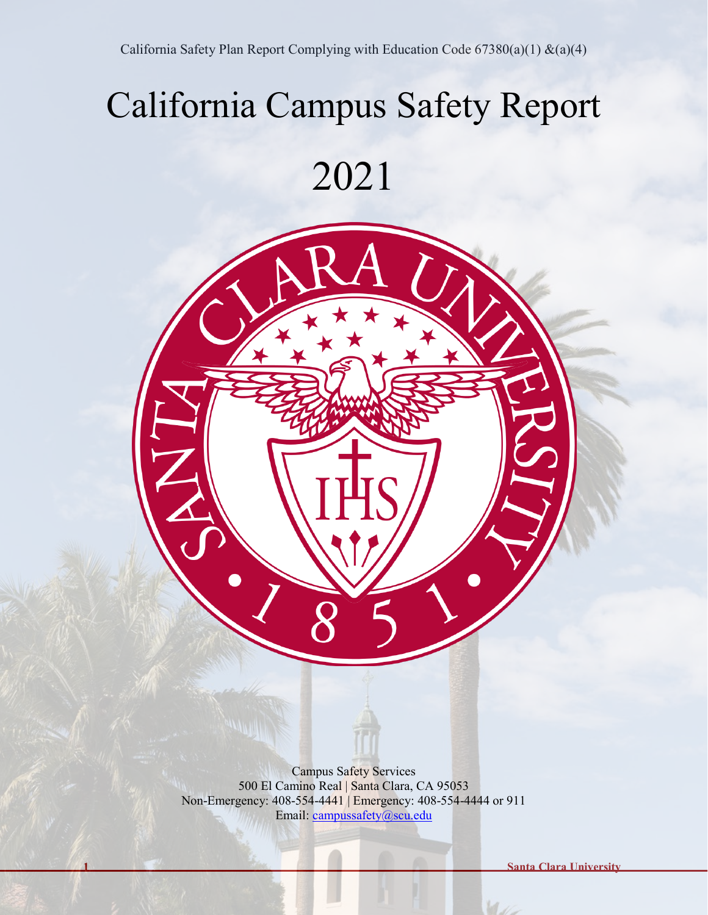California Safety Plan Report Complying with Education Code 67380(a)(1) &(a)(4)

# California Campus Safety Report

# 2021

Campus Safety Services
500 El Camino Real | Santa Clara, CA 95053
Non-Emergency: 408-554-4441 | Emergency: 408-554-4444 or 911
Email: campussafety@scu.edu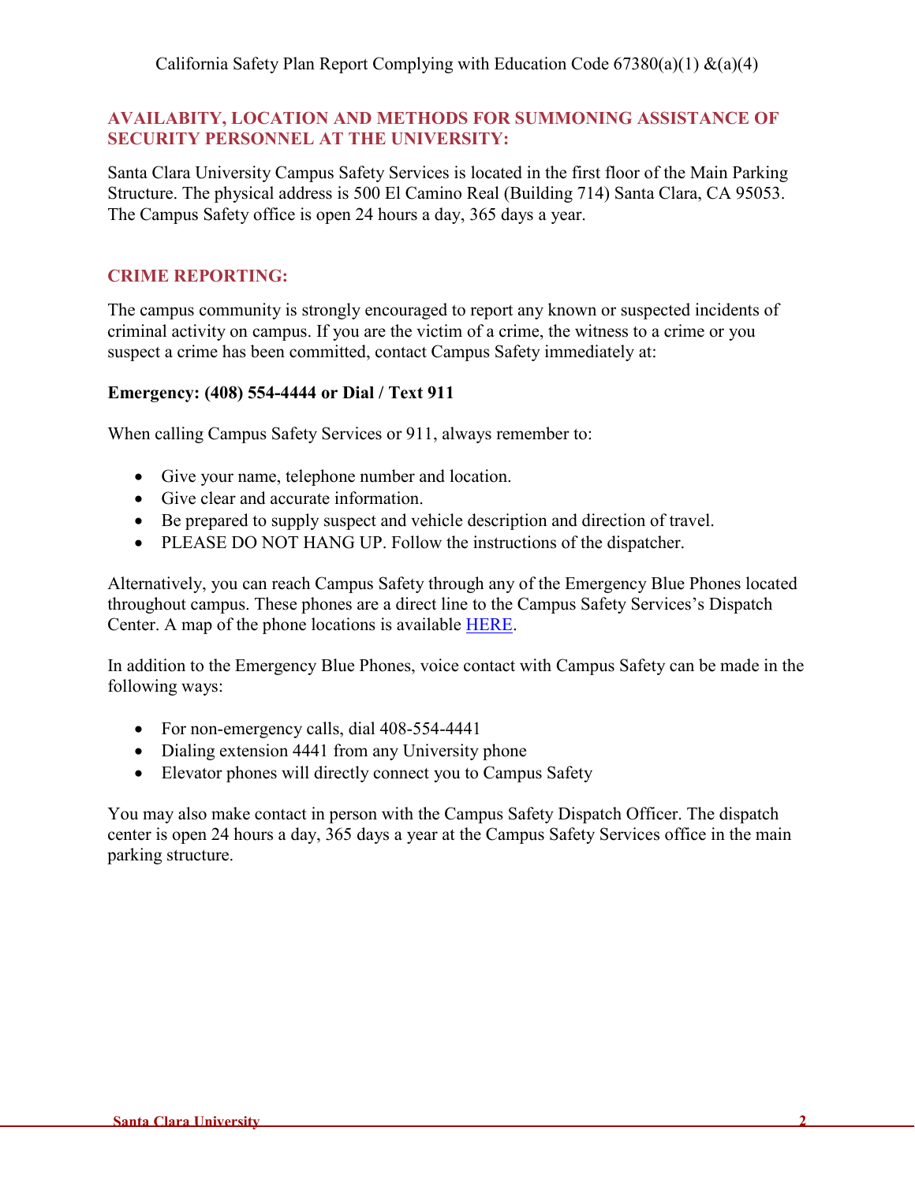## AVAILABITY, LOCATION AND METHODS FOR SUMMONING ASSISTANCE OF SECURITY PERSONNEL AT THE UNIVERSITY:

Santa Clara University Campus Safety Services is located in the first floor of the Main Parking Structure. The physical address is 500 El Camino Real (Building 714) Santa Clara, CA 95053. The Campus Safety office is open 24 hours a day, 365 days a year.

## CRIME REPORTING:

The campus community is strongly encouraged to report any known or suspected incidents of criminal activity on campus. If you are the victim of a crime, the witness to a crime or you suspect a crime has been committed, contact Campus Safety immediately at:

**Emergency: (408) 554-4444 or Dial / Text 911**

When calling Campus Safety Services or 911, always remember to:

- Give your name, telephone number and location.
- Give clear and accurate information.
- Be prepared to supply suspect and vehicle description and direction of travel.
- PLEASE DO NOT HANG UP. Follow the instructions of the dispatcher.

Alternatively, you can reach Campus Safety through any of the Emergency Blue Phones located throughout campus. These phones are a direct line to the Campus Safety Services's Dispatch Center. A map of the phone locations is available HERE.

In addition to the Emergency Blue Phones, voice contact with Campus Safety can be made in the following ways:

- For non-emergency calls, dial 408-554-4441
- Dialing extension 4441 from any University phone
- Elevator phones will directly connect you to Campus Safety

You may also make contact in person with the Campus Safety Dispatch Officer. The dispatch center is open 24 hours a day, 365 days a year at the Campus Safety Services office in the main parking structure.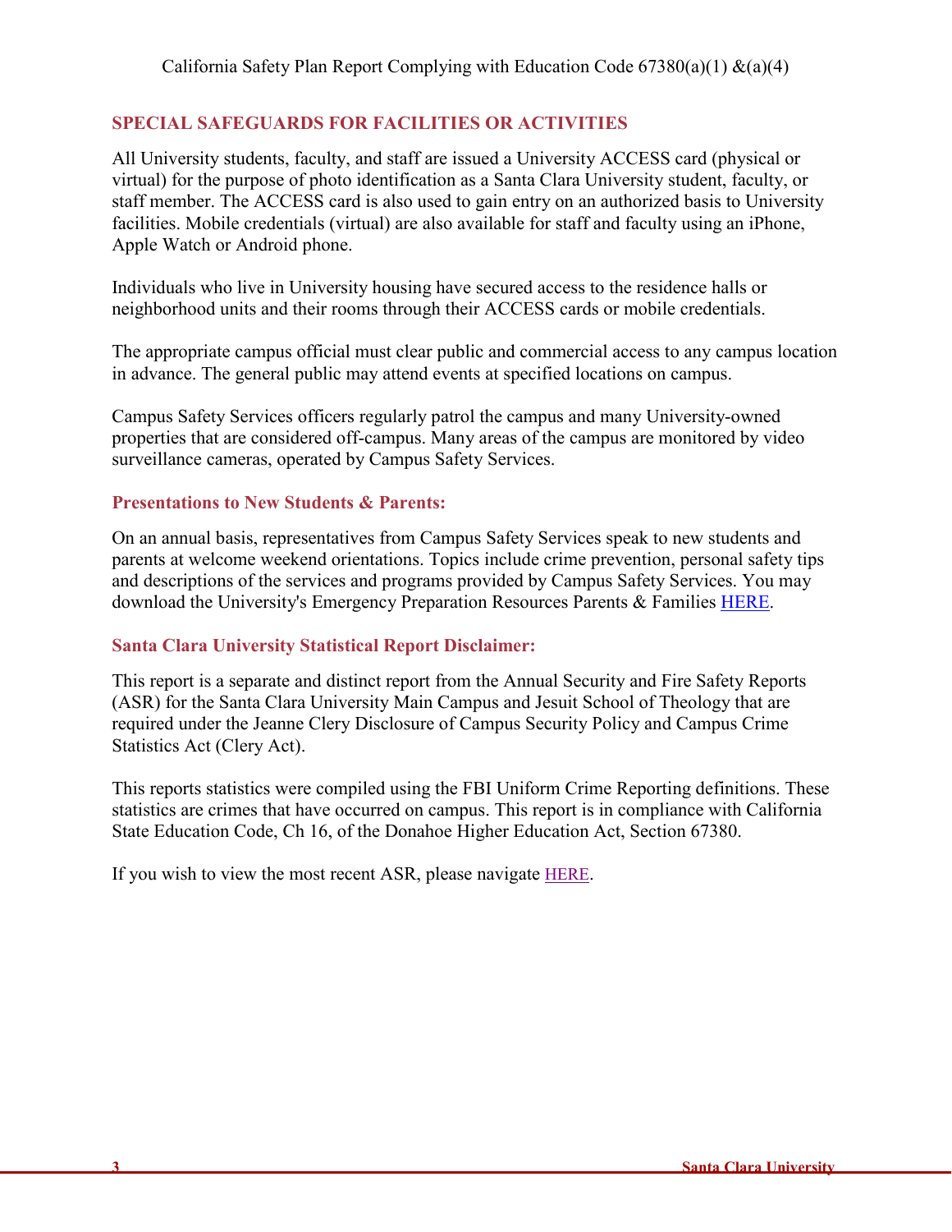## SPECIAL SAFEGUARDS FOR FACILITIES OR ACTIVITIES

All University students, faculty, and staff are issued a University ACCESS card (physical or virtual) for the purpose of photo identification as a Santa Clara University student, faculty, or staff member. The ACCESS card is also used to gain entry on an authorized basis to University facilities. Mobile credentials (virtual) are also available for staff and faculty using an iPhone, Apple Watch or Android phone.

Individuals who live in University housing have secured access to the residence halls or neighborhood units and their rooms through their ACCESS cards or mobile credentials.

The appropriate campus official must clear public and commercial access to any campus location in advance. The general public may attend events at specified locations on campus.

Campus Safety Services officers regularly patrol the campus and many University-owned properties that are considered off-campus. Many areas of the campus are monitored by video surveillance cameras, operated by Campus Safety Services.

### Presentations to New Students & Parents:

On an annual basis, representatives from Campus Safety Services speak to new students and parents at welcome weekend orientations. Topics include crime prevention, personal safety tips and descriptions of the services and programs provided by Campus Safety Services. You may download the University's Emergency Preparation Resources Parents & Families HERE.

### Santa Clara University Statistical Report Disclaimer:

This report is a separate and distinct report from the Annual Security and Fire Safety Reports (ASR) for the Santa Clara University Main Campus and Jesuit School of Theology that are required under the Jeanne Clery Disclosure of Campus Security Policy and Campus Crime Statistics Act (Clery Act).

This reports statistics were compiled using the FBI Uniform Crime Reporting definitions. These statistics are crimes that have occurred on campus. This report is in compliance with California State Education Code, Ch 16, of the Donahoe Higher Education Act, Section 67380.

If you wish to view the most recent ASR, please navigate HERE.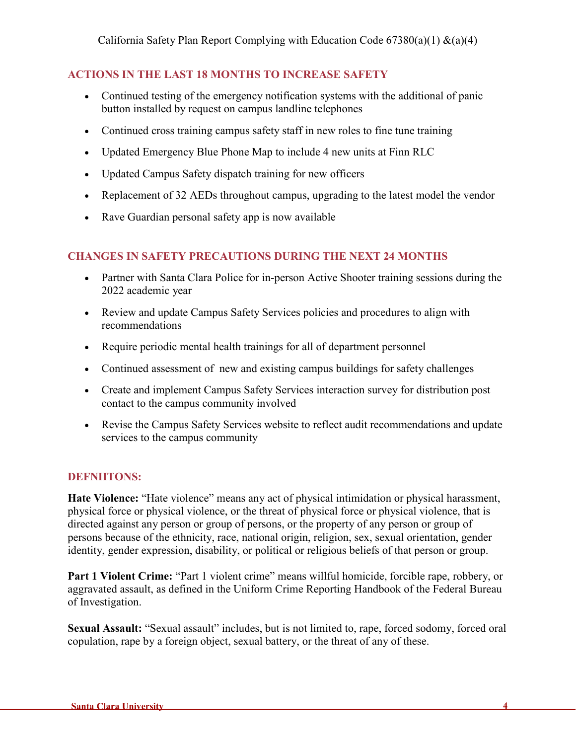## ACTIONS IN THE LAST 18 MONTHS TO INCREASE SAFETY

- Continued testing of the emergency notification systems with the additional of panic button installed by request on campus landline telephones
- Continued cross training campus safety staff in new roles to fine tune training
- Updated Emergency Blue Phone Map to include 4 new units at Finn RLC
- Updated Campus Safety dispatch training for new officers
- Replacement of 32 AEDs throughout campus, upgrading to the latest model the vendor
- Rave Guardian personal safety app is now available

## CHANGES IN SAFETY PRECAUTIONS DURING THE NEXT 24 MONTHS

- Partner with Santa Clara Police for in-person Active Shooter training sessions during the 2022 academic year
- Review and update Campus Safety Services policies and procedures to align with recommendations
- Require periodic mental health trainings for all of department personnel
- Continued assessment of new and existing campus buildings for safety challenges
- Create and implement Campus Safety Services interaction survey for distribution post contact to the campus community involved
- Revise the Campus Safety Services website to reflect audit recommendations and update services to the campus community

## DEFNIITONS:

**Hate Violence:** "Hate violence" means any act of physical intimidation or physical harassment, physical force or physical violence, or the threat of physical force or physical violence, that is directed against any person or group of persons, or the property of any person or group of persons because of the ethnicity, race, national origin, religion, sex, sexual orientation, gender identity, gender expression, disability, or political or religious beliefs of that person or group.

**Part 1 Violent Crime:** "Part 1 violent crime" means willful homicide, forcible rape, robbery, or aggravated assault, as defined in the Uniform Crime Reporting Handbook of the Federal Bureau of Investigation.

**Sexual Assault:** "Sexual assault" includes, but is not limited to, rape, forced sodomy, forced oral copulation, rape by a foreign object, sexual battery, or the threat of any of these.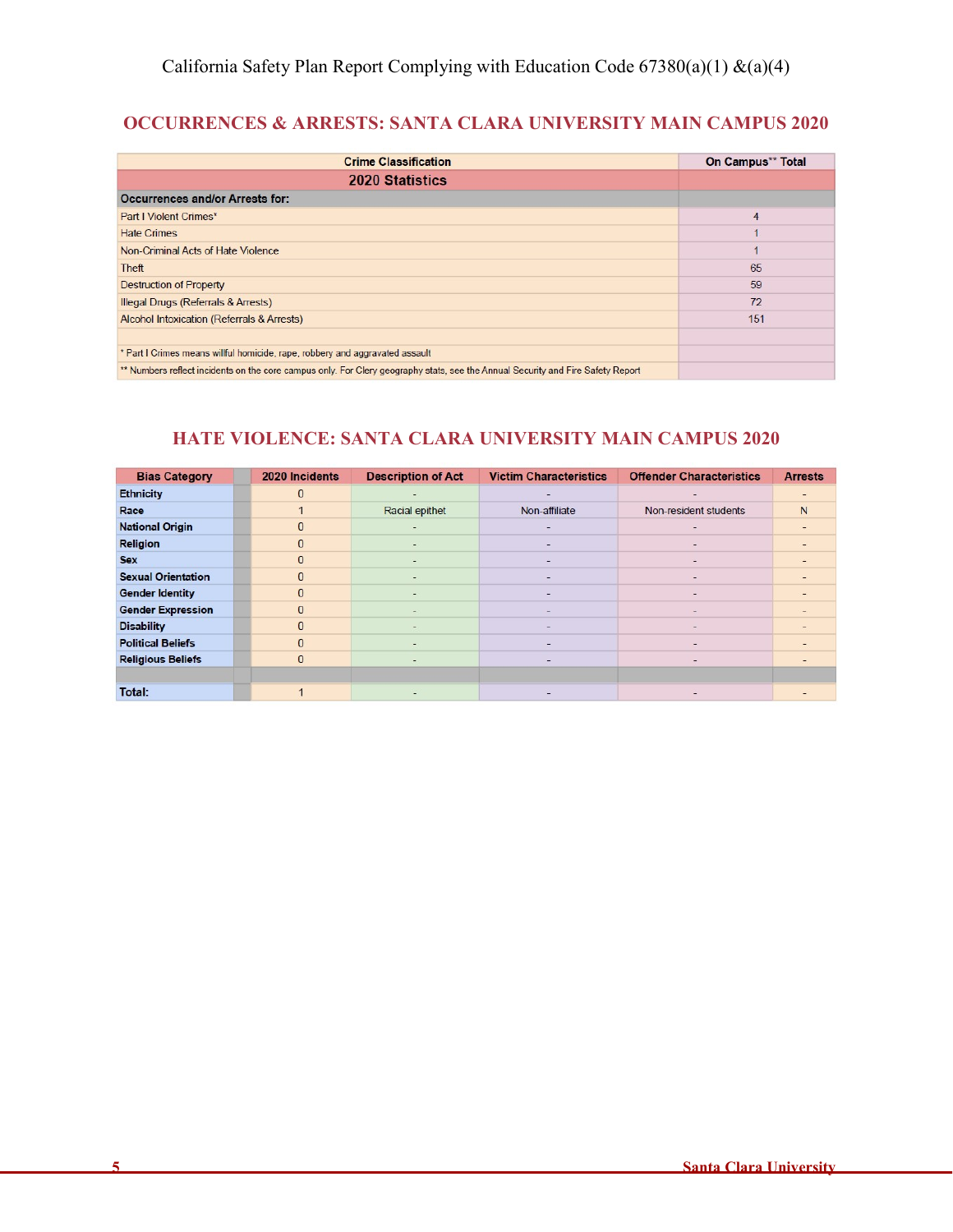California Safety Plan Report Complying with Education Code 67380(a)(1) &(a)(4)

## OCCURRENCES & ARRESTS: SANTA CLARA UNIVERSITY MAIN CAMPUS 2020

| Crime Classification | On Campus** Total |
|---|---|
| **2020 Statistics** | |
| **Occurrences and/or Arrests for:** | |
| Part I Violent Crimes* | 4 |
| Hate Crimes | 1 |
| Non-Criminal Acts of Hate Violence | 1 |
| Theft | 65 |
| Destruction of Property | 59 |
| Illegal Drugs (Referrals & Arrests) | 72 |
| Alcohol Intoxication (Referrals & Arrests) | 151 |
| | |
| * Part I Crimes means willful homicide, rape, robbery and aggravated assault | |
| ** Numbers reflect incidents on the core campus only. For Clery geography stats, see the Annual Security and Fire Safety Report | |

## HATE VIOLENCE: SANTA CLARA UNIVERSITY MAIN CAMPUS 2020

| Bias Category | | 2020 Incidents | Description of Act | Victim Characteristics | Offender Characteristics | Arrests |
|---|---|---|---|---|---|---|
| **Ethnicity** | | 0 | - | - | - | - |
| **Race** | | 1 | Racial epithet | Non-affiliate | Non-resident students | N |
| **National Origin** | | 0 | - | - | - | - |
| **Religion** | | 0 | - | - | - | - |
| **Sex** | | 0 | - | - | - | - |
| **Sexual Orientation** | | 0 | - | - | - | - |
| **Gender Identity** | | 0 | - | - | - | - |
| **Gender Expression** | | 0 | - | - | - | - |
| **Disability** | | 0 | - | - | - | - |
| **Political Beliefs** | | 0 | - | - | - | - |
| **Religious Beliefs** | | 0 | - | - | - | - |
| | | | | | | |
| **Total:** | | 1 | - | - | - | - |